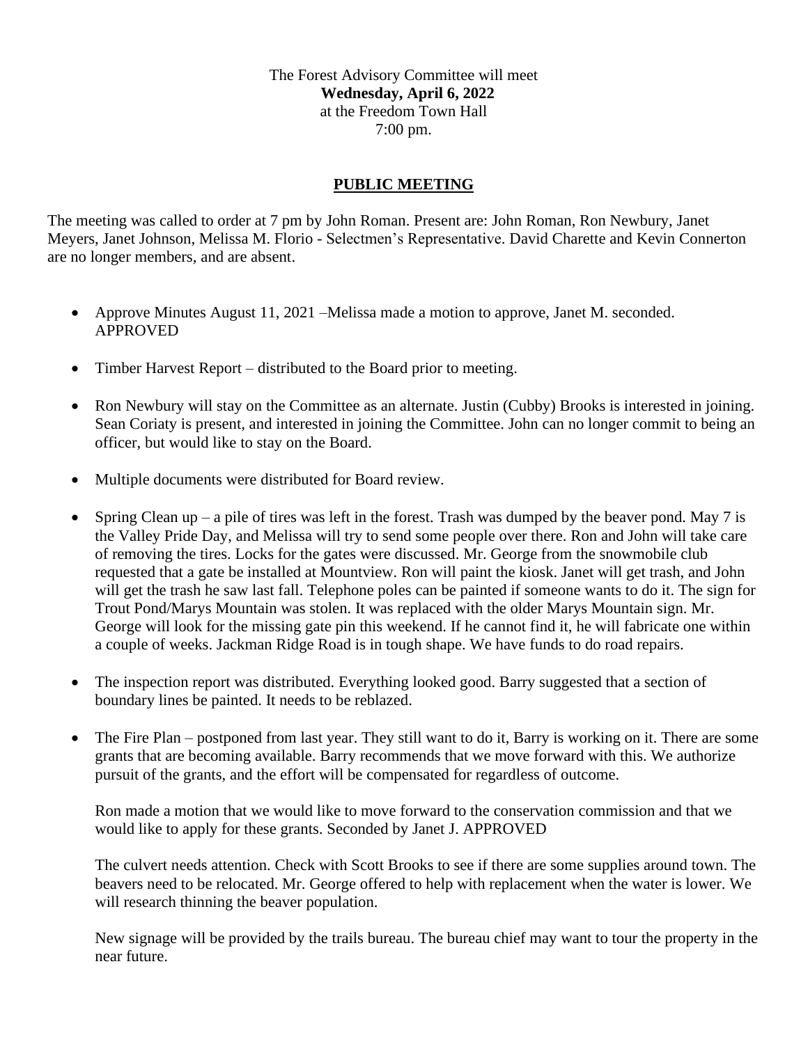The Forest Advisory Committee will meet
**Wednesday, April 6, 2022**
at the Freedom Town Hall
7:00 pm.

## PUBLIC MEETING

The meeting was called to order at 7 pm by John Roman. Present are: John Roman, Ron Newbury, Janet Meyers, Janet Johnson, Melissa M. Florio - Selectmen's Representative. David Charette and Kevin Connerton are no longer members, and are absent.

- Approve Minutes August 11, 2021 –Melissa made a motion to approve, Janet M. seconded. APPROVED

- Timber Harvest Report – distributed to the Board prior to meeting.

- Ron Newbury will stay on the Committee as an alternate. Justin (Cubby) Brooks is interested in joining. Sean Coriaty is present, and interested in joining the Committee. John can no longer commit to being an officer, but would like to stay on the Board.

- Multiple documents were distributed for Board review.

- Spring Clean up – a pile of tires was left in the forest. Trash was dumped by the beaver pond. May 7 is the Valley Pride Day, and Melissa will try to send some people over there. Ron and John will take care of removing the tires. Locks for the gates were discussed. Mr. George from the snowmobile club requested that a gate be installed at Mountview. Ron will paint the kiosk. Janet will get trash, and John will get the trash he saw last fall. Telephone poles can be painted if someone wants to do it. The sign for Trout Pond/Marys Mountain was stolen. It was replaced with the older Marys Mountain sign. Mr. George will look for the missing gate pin this weekend. If he cannot find it, he will fabricate one within a couple of weeks. Jackman Ridge Road is in tough shape. We have funds to do road repairs.

- The inspection report was distributed. Everything looked good. Barry suggested that a section of boundary lines be painted. It needs to be reblazed.

- The Fire Plan – postponed from last year. They still want to do it, Barry is working on it. There are some grants that are becoming available. Barry recommends that we move forward with this. We authorize pursuit of the grants, and the effort will be compensated for regardless of outcome.

  Ron made a motion that we would like to move forward to the conservation commission and that we would like to apply for these grants. Seconded by Janet J. APPROVED

  The culvert needs attention. Check with Scott Brooks to see if there are some supplies around town. The beavers need to be relocated. Mr. George offered to help with replacement when the water is lower. We will research thinning the beaver population.

  New signage will be provided by the trails bureau. The bureau chief may want to tour the property in the near future.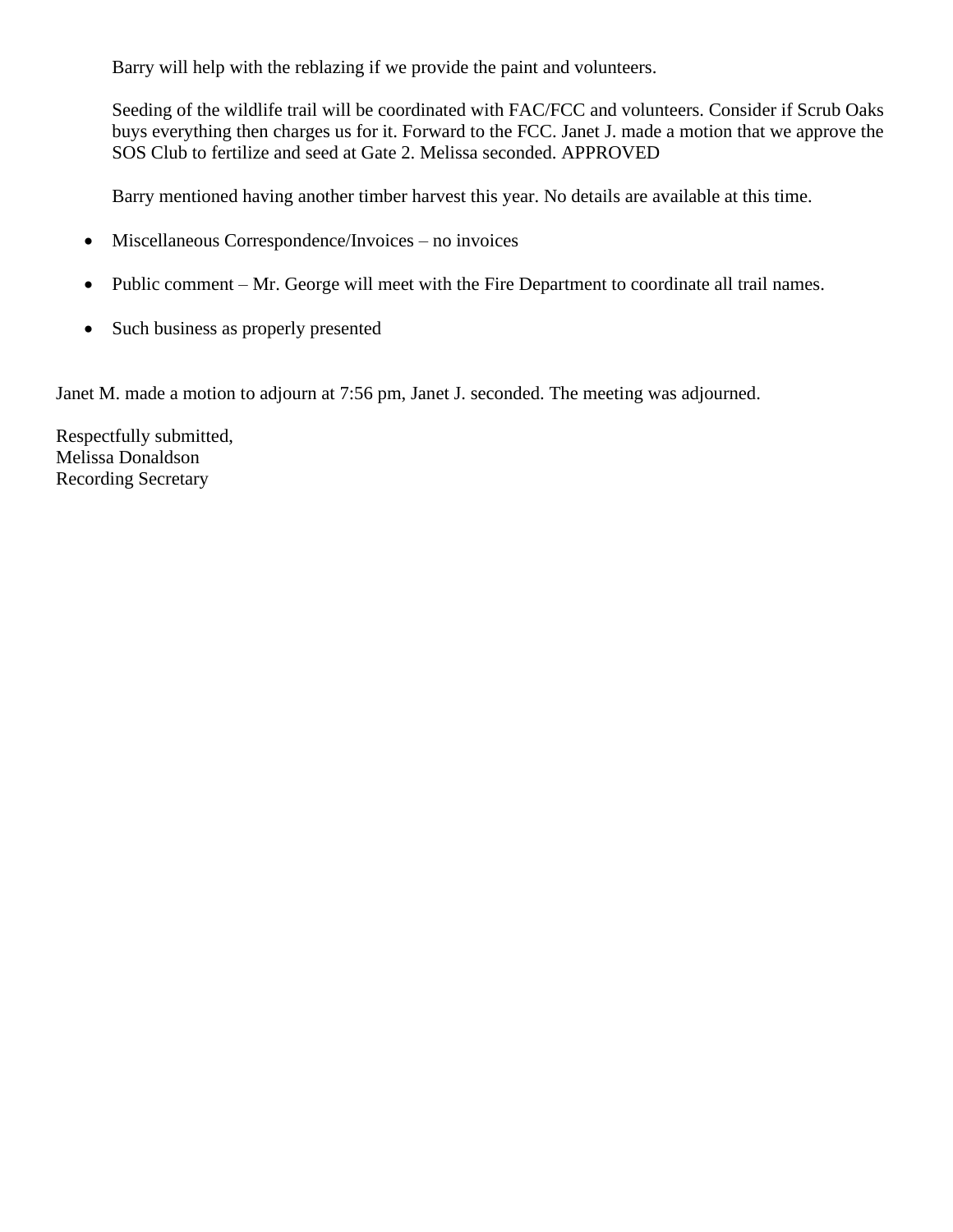Barry will help with the reblazing if we provide the paint and volunteers.

Seeding of the wildlife trail will be coordinated with FAC/FCC and volunteers. Consider if Scrub Oaks buys everything then charges us for it. Forward to the FCC. Janet J. made a motion that we approve the SOS Club to fertilize and seed at Gate 2. Melissa seconded. APPROVED

Barry mentioned having another timber harvest this year. No details are available at this time.

- Miscellaneous Correspondence/Invoices – no invoices
- Public comment – Mr. George will meet with the Fire Department to coordinate all trail names.
- Such business as properly presented

Janet M. made a motion to adjourn at 7:56 pm, Janet J. seconded. The meeting was adjourned.

Respectfully submitted,
Melissa Donaldson
Recording Secretary